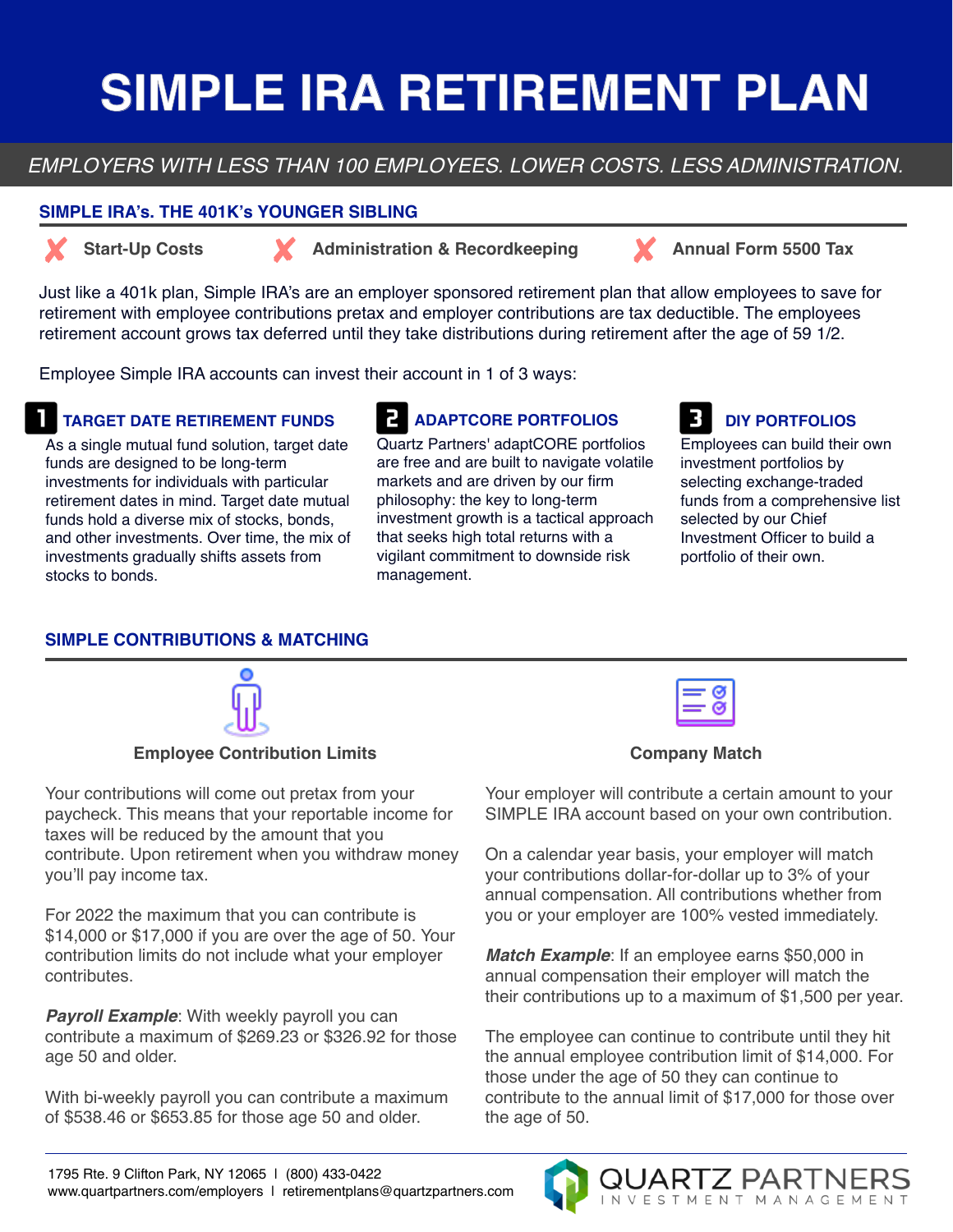# SIMPLE IRA RETIREMENT PLAN

*EMPLOYERS WITH LESS THAN 100 EMPLOYEES. LOWER COSTS. LESS ADMINISTRATION.*

## SIMPLE IRA's. THE 401K's YOUNGER SIBLING

- ✘ **Start-Up Costs**
- ✘ **Administration & Recordkeeping**
- ✘ **Annual Form 5500 Tax**

Just like a 401k plan, Simple IRA's are an employer sponsored retirement plan that allow employees to save for retirement with employee contributions pretax and employer contributions are tax deductible. The employees retirement account grows tax deferred until they take distributions during retirement after the age of 59 1/2.

Employee Simple IRA accounts can invest their account in 1 of 3 ways:

### 1 TARGET DATE RETIREMENT FUNDS

As a single mutual fund solution, target date funds are designed to be long-term investments for individuals with particular retirement dates in mind. Target date mutual funds hold a diverse mix of stocks, bonds, and other investments. Over time, the mix of investments gradually shifts assets from stocks to bonds.

### 2 ADAPTCORE PORTFOLIOS

Quartz Partners' adaptCORE portfolios are free and are built to navigate volatile markets and are driven by our firm philosophy: the key to long-term investment growth is a tactical approach that seeks high total returns with a vigilant commitment to downside risk management.

### 3 DIY PORTFOLIOS

Employees can build their own investment portfolios by selecting exchange-traded funds from a comprehensive list selected by our Chief Investment Officer to build a portfolio of their own.

## SIMPLE CONTRIBUTIONS & MATCHING

### Employee Contribution Limits

Your contributions will come out pretax from your paycheck. This means that your reportable income for taxes will be reduced by the amount that you contribute. Upon retirement when you withdraw money you'll pay income tax.

For 2022 the maximum that you can contribute is $14,000 or $17,000 if you are over the age of 50. Your contribution limits do not include what your employer contributes.

***Payroll Example***: With weekly payroll you can contribute a maximum of $269.23 or $326.92 for those age 50 and older.

With bi-weekly payroll you can contribute a maximum of $538.46 or $653.85 for those age 50 and older.

### Company Match

Your employer will contribute a certain amount to your SIMPLE IRA account based on your own contribution.

On a calendar year basis, your employer will match your contributions dollar-for-dollar up to 3% of your annual compensation. All contributions whether from you or your employer are 100% vested immediately.

***Match Example***: If an employee earns $50,000 in annual compensation their employer will match the their contributions up to a maximum of $1,500 per year.

The employee can continue to contribute until they hit the annual employee contribution limit of $14,000. For those under the age of 50 they can continue to contribute to the annual limit of $17,000 for those over the age of 50.

1795 Rte. 9 Clifton Park, NY 12065 | (800) 433-0422
www.quartzpartners.com/employers | retirementplans@quartzpartners.com

QUARTZ PARTNERS INVESTMENT MANAGEMENT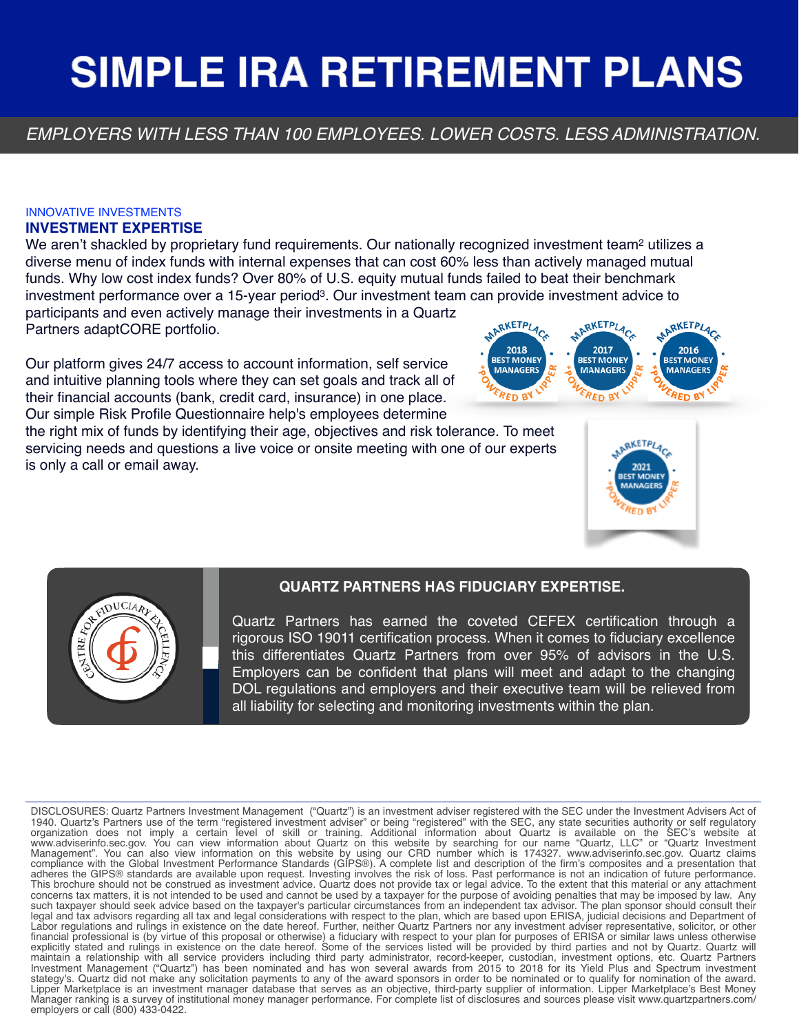# SIMPLE IRA RETIREMENT PLANS

*EMPLOYERS WITH LESS THAN 100 EMPLOYEES. LOWER COSTS. LESS ADMINISTRATION.*

INNOVATIVE INVESTMENTS

## INVESTMENT EXPERTISE

We aren't shackled by proprietary fund requirements. Our nationally recognized investment team[2] utilizes a diverse menu of index funds with internal expenses that can cost 60% less than actively managed mutual funds. Why low cost index funds? Over 80% of U.S. equity mutual funds failed to beat their benchmark investment performance over a 15-year period[3]. Our investment team can provide investment advice to participants and even actively manage their investments in a Quartz Partners adaptCORE portfolio.

Our platform gives 24/7 access to account information, self service and intuitive planning tools where they can set goals and track all of their financial accounts (bank, credit card, insurance) in one place. Our simple Risk Profile Questionnaire help's employees determine the right mix of funds by identifying their age, objectives and risk tolerance. To meet servicing needs and questions a live voice or onsite meeting with one of our experts is only a call or email away.

MARKETPLACE 2018 BEST MONEY MANAGERS POWERED BY LIPPER

MARKETPLACE 2017 BEST MONEY MANAGERS POWERED BY LIPPER

MARKETPLACE 2016 BEST MONEY MANAGERS POWERED BY LIPPER

MARKETPLACE 2021 BEST MONEY MANAGERS POWERED BY LIPPER

CENTRE FOR FIDUCIARY EXCELLENCE

### QUARTZ PARTNERS HAS FIDUCIARY EXPERTISE.

Quartz Partners has earned the coveted CEFEX certification through a rigorous ISO 19011 certification process. When it comes to fiduciary excellence this differentiates Quartz Partners from over 95% of advisors in the U.S. Employers can be confident that plans will meet and adapt to the changing DOL regulations and employers and their executive team will be relieved from all liability for selecting and monitoring investments within the plan.

DISCLOSURES: Quartz Partners Investment Management ("Quartz") is an investment adviser registered with the SEC under the Investment Advisers Act of 1940. Quartz's Partners use of the term "registered investment adviser" or being "registered" with the SEC, any state securities authority or self regulatory organization does not imply a certain level of skill or training. Additional information about Quartz is available on the SEC's website at www.adviserinfo.sec.gov. You can view information about Quartz on this website by searching for our name "Quartz, LLC" or "Quartz Investment Management". You can also view information on this website by using our CRD number which is 174327. www.adviserinfo.sec.gov. Quartz claims compliance with the Global Investment Performance Standards (GIPS®). A complete list and description of the firm's composites and a presentation that adheres the GIPS® standards are available upon request. Investing involves the risk of loss. Past performance is not an indication of future performance. This brochure should not be construed as investment advice. Quartz does not provide tax or legal advice. To the extent that this material or any attachment concerns tax matters, it is not intended to be used and cannot be used by a taxpayer for the purpose of avoiding penalties that may be imposed by law. Any such taxpayer should seek advice based on the taxpayer's particular circumstances from an independent tax advisor. The plan sponsor should consult their legal and tax advisors regarding all tax and legal considerations with respect to the plan, which are based upon ERISA, judicial decisions and Department of Labor regulations and rulings in existence on the date hereof. Further, neither Quartz Partners nor any investment adviser representative, solicitor, or other financial professional is (by virtue of this proposal or otherwise) a fiduciary with respect to your plan for purposes of ERISA or similar laws unless otherwise explicitly stated and rulings in existence on the date hereof. Some of the services listed will be provided by third parties and not by Quartz. Quartz will maintain a relationship with all service providers including third party administrator, record-keeper, custodian, investment options, etc. Quartz Partners Investment Management ("Quartz") has been nominated and has won several awards from 2015 to 2018 for its Yield Plus and Spectrum investment stategy's. Quartz did not make any solicitation payments to any of the award sponsors in order to be nominated or to qualify for nomination of the award. Lipper Marketplace is an investment manager database that serves as an objective, third-party supplier of information. Lipper Marketplace's Best Money Manager ranking is a survey of institutional money manager performance. For complete list of disclosures and sources please visit www.quartzpartners.com/employers or call (800) 433-0422.